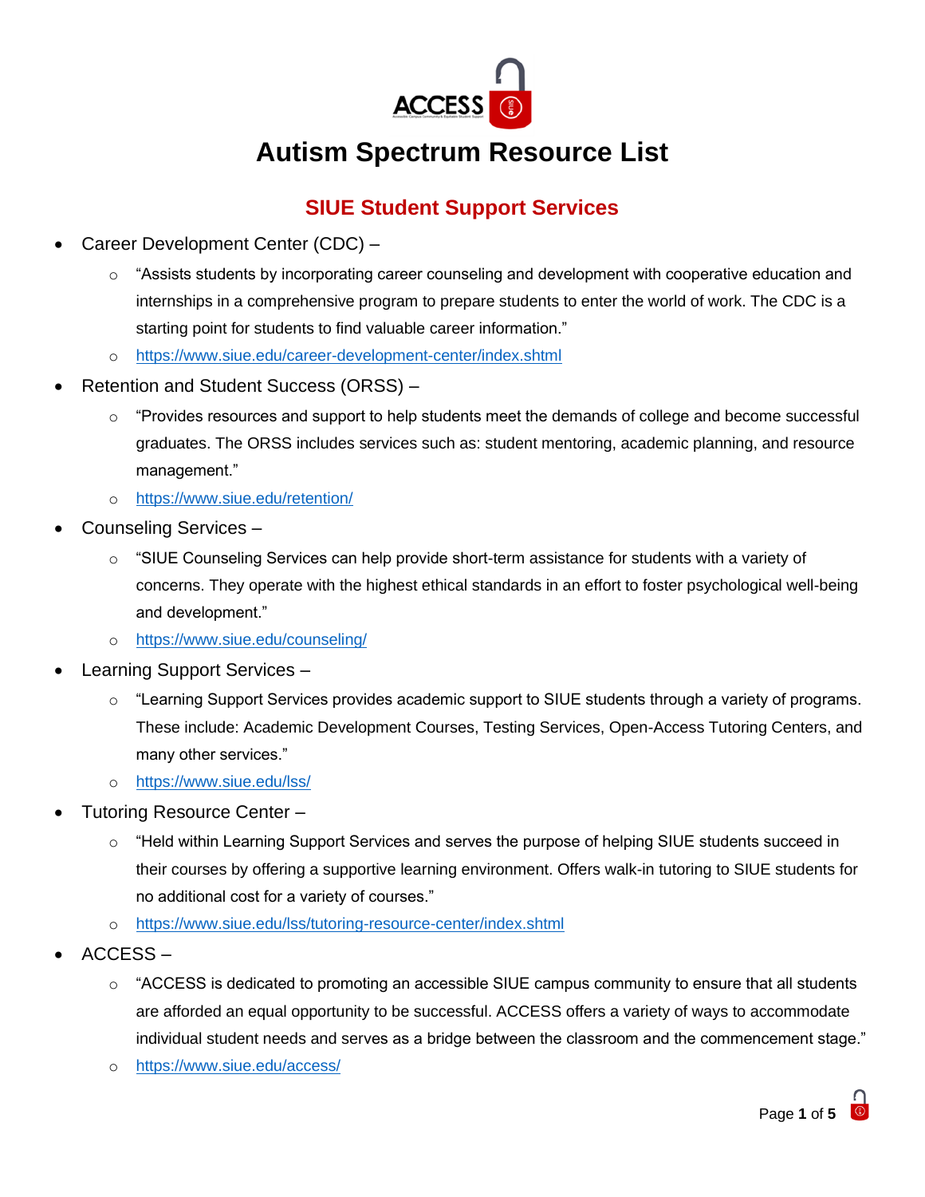# Autism Spectrum Resource List

## SIUE Student Support Services

- Career Development Center (CDC) –
  - "Assists students by incorporating career counseling and development with cooperative education and internships in a comprehensive program to prepare students to enter the world of work. The CDC is a starting point for students to find valuable career information."
  - https://www.siue.edu/career-development-center/index.shtml
- Retention and Student Success (ORSS) –
  - "Provides resources and support to help students meet the demands of college and become successful graduates. The ORSS includes services such as: student mentoring, academic planning, and resource management."
  - https://www.siue.edu/retention/
- Counseling Services –
  - "SIUE Counseling Services can help provide short-term assistance for students with a variety of concerns. They operate with the highest ethical standards in an effort to foster psychological well-being and development."
  - https://www.siue.edu/counseling/
- Learning Support Services –
  - "Learning Support Services provides academic support to SIUE students through a variety of programs. These include: Academic Development Courses, Testing Services, Open-Access Tutoring Centers, and many other services."
  - https://www.siue.edu/lss/
- Tutoring Resource Center –
  - "Held within Learning Support Services and serves the purpose of helping SIUE students succeed in their courses by offering a supportive learning environment. Offers walk-in tutoring to SIUE students for no additional cost for a variety of courses."
  - https://www.siue.edu/lss/tutoring-resource-center/index.shtml
- ACCESS –
  - "ACCESS is dedicated to promoting an accessible SIUE campus community to ensure that all students are afforded an equal opportunity to be successful. ACCESS offers a variety of ways to accommodate individual student needs and serves as a bridge between the classroom and the commencement stage."
  - https://www.siue.edu/access/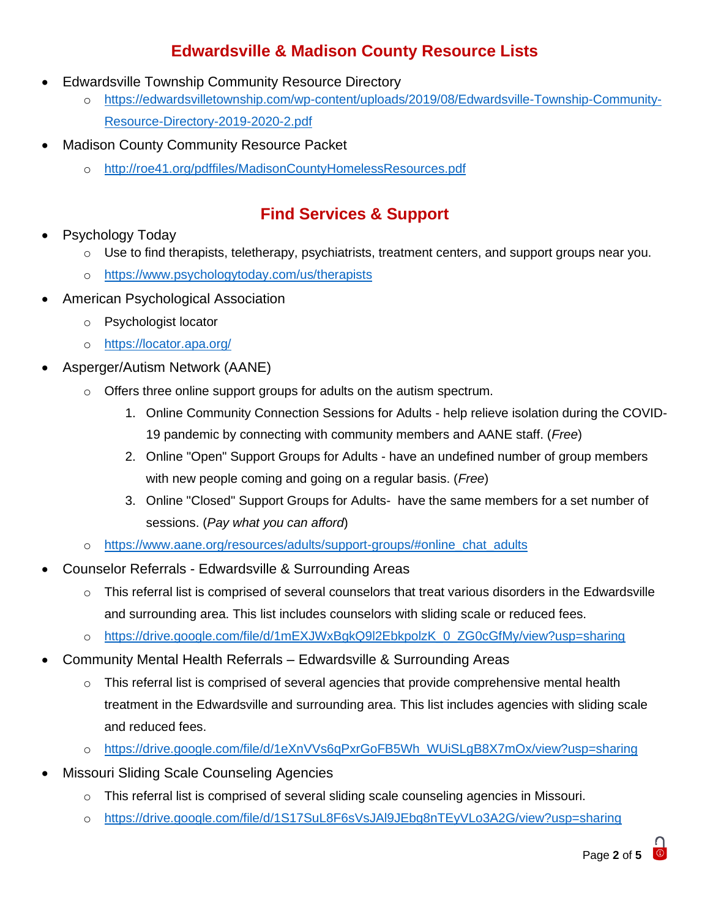## Edwardsville & Madison County Resource Lists

- Edwardsville Township Community Resource Directory
  - https://edwardsvilletownship.com/wp-content/uploads/2019/08/Edwardsville-Township-Community-Resource-Directory-2019-2020-2.pdf
- Madison County Community Resource Packet
  - http://roe41.org/pdffiles/MadisonCountyHomelessResources.pdf

## Find Services & Support

- Psychology Today
  - Use to find therapists, teletherapy, psychiatrists, treatment centers, and support groups near you.
  - https://www.psychologytoday.com/us/therapists
- American Psychological Association
  - Psychologist locator
  - https://locator.apa.org/
- Asperger/Autism Network (AANE)
  - Offers three online support groups for adults on the autism spectrum.
    1. Online Community Connection Sessions for Adults - help relieve isolation during the COVID-19 pandemic by connecting with community members and AANE staff. (*Free*)
    2. Online "Open" Support Groups for Adults - have an undefined number of group members with new people coming and going on a regular basis. (*Free*)
    3. Online "Closed" Support Groups for Adults- have the same members for a set number of sessions. (*Pay what you can afford*)
  - https://www.aane.org/resources/adults/support-groups/#online_chat_adults
- Counselor Referrals - Edwardsville & Surrounding Areas
  - This referral list is comprised of several counselors that treat various disorders in the Edwardsville and surrounding area. This list includes counselors with sliding scale or reduced fees.
  - https://drive.google.com/file/d/1mEXJWxBgkQ9l2EbkpolzK_0_ZG0cGfMy/view?usp=sharing
- Community Mental Health Referrals – Edwardsville & Surrounding Areas
  - This referral list is comprised of several agencies that provide comprehensive mental health treatment in the Edwardsville and surrounding area. This list includes agencies with sliding scale and reduced fees.
  - https://drive.google.com/file/d/1eXnVVs6qPxrGoFB5Wh_WUiSLgB8X7mOx/view?usp=sharing
- Missouri Sliding Scale Counseling Agencies
  - This referral list is comprised of several sliding scale counseling agencies in Missouri.
  - https://drive.google.com/file/d/1S17SuL8F6sVsJAl9JEbg8nTEyVLo3A2G/view?usp=sharing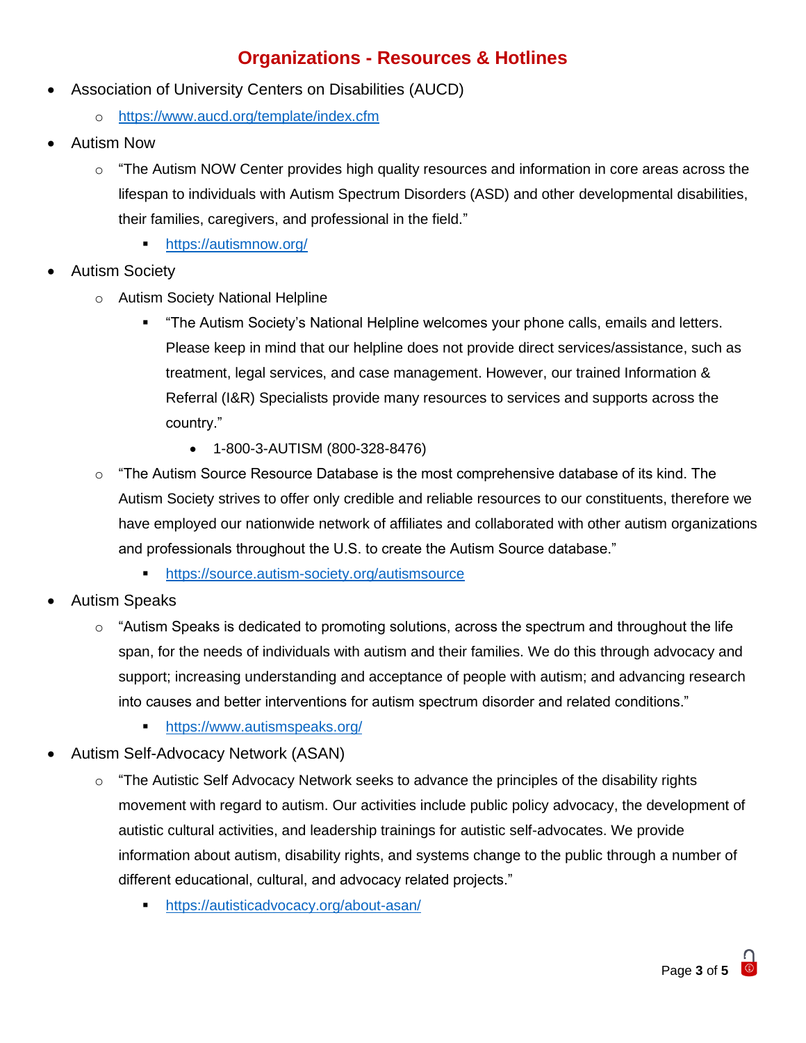## Organizations - Resources & Hotlines

- Association of University Centers on Disabilities (AUCD)
  - https://www.aucd.org/template/index.cfm
- Autism Now
  - "The Autism NOW Center provides high quality resources and information in core areas across the lifespan to individuals with Autism Spectrum Disorders (ASD) and other developmental disabilities, their families, caregivers, and professional in the field."
    - https://autismnow.org/
- Autism Society
  - Autism Society National Helpline
    - "The Autism Society's National Helpline welcomes your phone calls, emails and letters. Please keep in mind that our helpline does not provide direct services/assistance, such as treatment, legal services, and case management. However, our trained Information & Referral (I&R) Specialists provide many resources to services and supports across the country."
      - 1-800-3-AUTISM (800-328-8476)
  - "The Autism Source Resource Database is the most comprehensive database of its kind. The Autism Society strives to offer only credible and reliable resources to our constituents, therefore we have employed our nationwide network of affiliates and collaborated with other autism organizations and professionals throughout the U.S. to create the Autism Source database."
    - https://source.autism-society.org/autismsource
- Autism Speaks
  - "Autism Speaks is dedicated to promoting solutions, across the spectrum and throughout the life span, for the needs of individuals with autism and their families. We do this through advocacy and support; increasing understanding and acceptance of people with autism; and advancing research into causes and better interventions for autism spectrum disorder and related conditions."
    - https://www.autismspeaks.org/
- Autism Self-Advocacy Network (ASAN)
  - "The Autistic Self Advocacy Network seeks to advance the principles of the disability rights movement with regard to autism. Our activities include public policy advocacy, the development of autistic cultural activities, and leadership trainings for autistic self-advocates. We provide information about autism, disability rights, and systems change to the public through a number of different educational, cultural, and advocacy related projects."
    - https://autisticadvocacy.org/about-asan/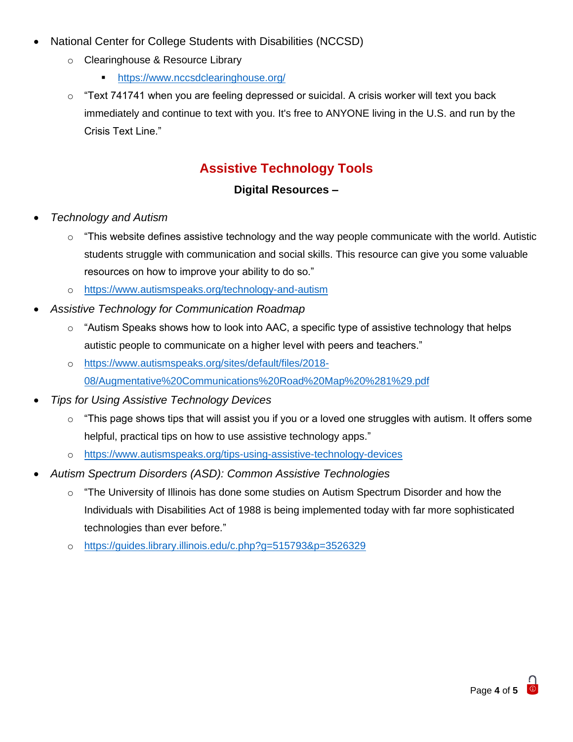- National Center for College Students with Disabilities (NCCSD)
    - Clearinghouse & Resource Library
        - https://www.nccsdclearinghouse.org/
    - "Text 741741 when you are feeling depressed or suicidal. A crisis worker will text you back immediately and continue to text with you. It's free to ANYONE living in the U.S. and run by the Crisis Text Line."

## Assistive Technology Tools

### Digital Resources –

- *Technology and Autism*
    - "This website defines assistive technology and the way people communicate with the world. Autistic students struggle with communication and social skills. This resource can give you some valuable resources on how to improve your ability to do so."
    - https://www.autismspeaks.org/technology-and-autism
- *Assistive Technology for Communication Roadmap*
    - "Autism Speaks shows how to look into AAC, a specific type of assistive technology that helps autistic people to communicate on a higher level with peers and teachers."
    - https://www.autismspeaks.org/sites/default/files/2018-08/Augmentative%20Communications%20Road%20Map%20%281%29.pdf
- *Tips for Using Assistive Technology Devices*
    - "This page shows tips that will assist you if you or a loved one struggles with autism. It offers some helpful, practical tips on how to use assistive technology apps."
    - https://www.autismspeaks.org/tips-using-assistive-technology-devices
- *Autism Spectrum Disorders (ASD): Common Assistive Technologies*
    - "The University of Illinois has done some studies on Autism Spectrum Disorder and how the Individuals with Disabilities Act of 1988 is being implemented today with far more sophisticated technologies than ever before."
    - https://guides.library.illinois.edu/c.php?g=515793&p=3526329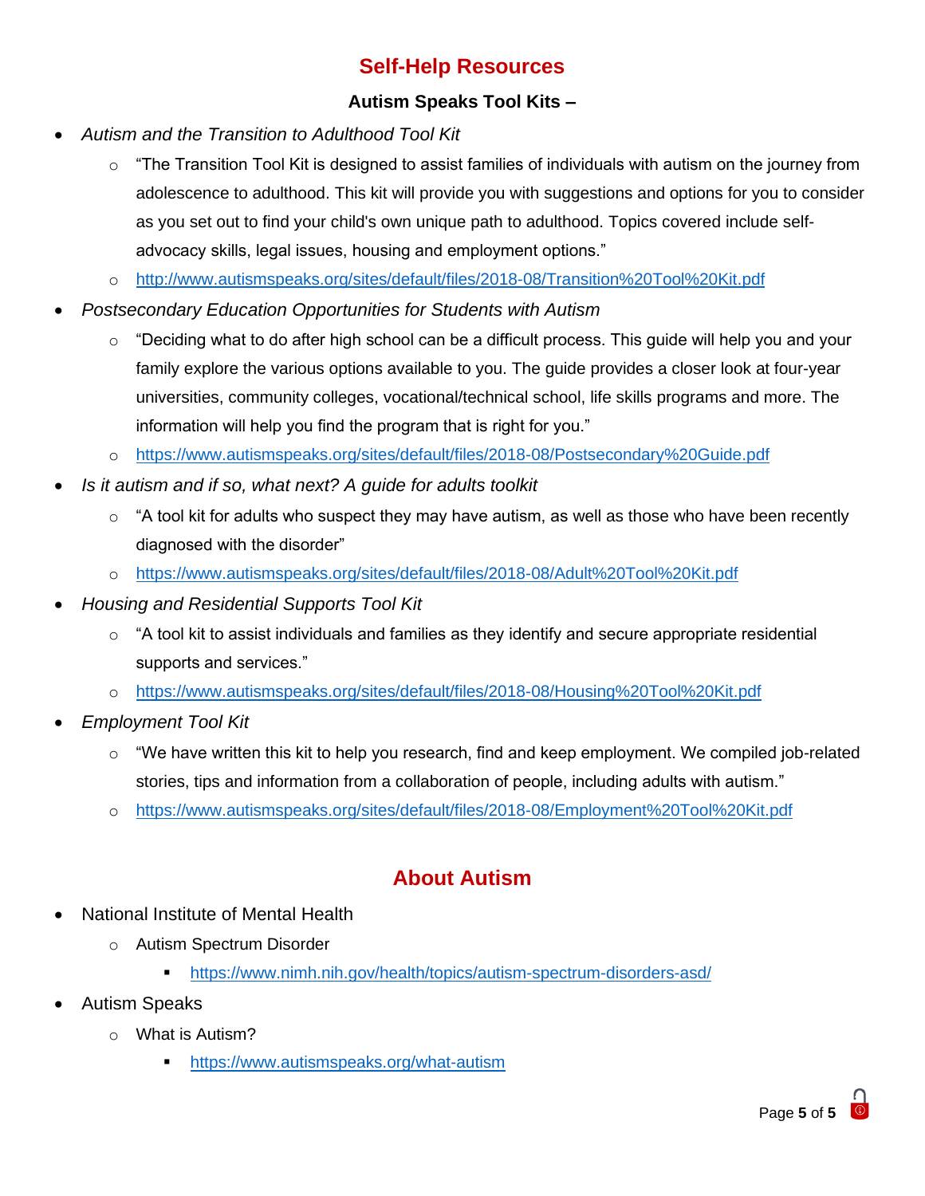## Self-Help Resources

### Autism Speaks Tool Kits –

- *Autism and the Transition to Adulthood Tool Kit*
  - "The Transition Tool Kit is designed to assist families of individuals with autism on the journey from adolescence to adulthood. This kit will provide you with suggestions and options for you to consider as you set out to find your child's own unique path to adulthood. Topics covered include self-advocacy skills, legal issues, housing and employment options."
  - http://www.autismspeaks.org/sites/default/files/2018-08/Transition%20Tool%20Kit.pdf
- *Postsecondary Education Opportunities for Students with Autism*
  - "Deciding what to do after high school can be a difficult process. This guide will help you and your family explore the various options available to you. The guide provides a closer look at four-year universities, community colleges, vocational/technical school, life skills programs and more. The information will help you find the program that is right for you."
  - https://www.autismspeaks.org/sites/default/files/2018-08/Postsecondary%20Guide.pdf
- *Is it autism and if so, what next? A guide for adults toolkit*
  - "A tool kit for adults who suspect they may have autism, as well as those who have been recently diagnosed with the disorder"
  - https://www.autismspeaks.org/sites/default/files/2018-08/Adult%20Tool%20Kit.pdf
- *Housing and Residential Supports Tool Kit*
  - "A tool kit to assist individuals and families as they identify and secure appropriate residential supports and services."
  - https://www.autismspeaks.org/sites/default/files/2018-08/Housing%20Tool%20Kit.pdf
- *Employment Tool Kit*
  - "We have written this kit to help you research, find and keep employment. We compiled job-related stories, tips and information from a collaboration of people, including adults with autism."
  - https://www.autismspeaks.org/sites/default/files/2018-08/Employment%20Tool%20Kit.pdf

## About Autism

- National Institute of Mental Health
  - Autism Spectrum Disorder
    - https://www.nimh.nih.gov/health/topics/autism-spectrum-disorders-asd/
- Autism Speaks
  - What is Autism?
    - https://www.autismspeaks.org/what-autism